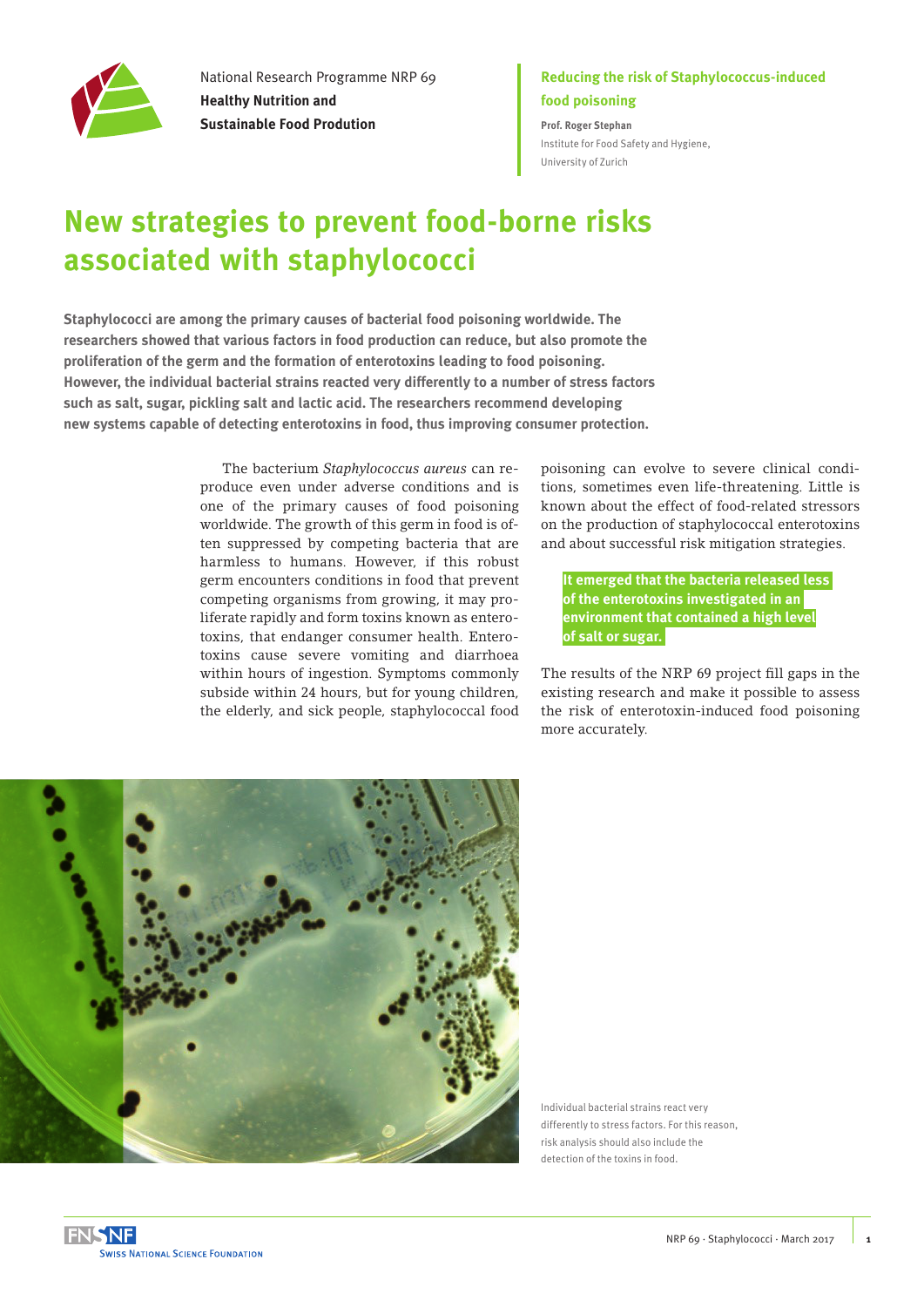National Research Programme NRP 69
**Healthy Nutrition and Sustainable Food Prodution**

**Reducing the risk of Staphylococcus-induced food poisoning**

**Prof. Roger Stephan**
Institute for Food Safety and Hygiene, University of Zurich

# New strategies to prevent food-borne risks associated with staphylococci

**Staphylococci are among the primary causes of bacterial food poisoning worldwide. The researchers showed that various factors in food production can reduce, but also promote the proliferation of the germ and the formation of enterotoxins leading to food poisoning. However, the individual bacterial strains reacted very differently to a number of stress factors such as salt, sugar, pickling salt and lactic acid. The researchers recommend developing new systems capable of detecting enterotoxins in food, thus improving consumer protection.**

The bacterium *Staphylococcus aureus* can reproduce even under adverse conditions and is one of the primary causes of food poisoning worldwide. The growth of this germ in food is often suppressed by competing bacteria that are harmless to humans. However, if this robust germ encounters conditions in food that prevent competing organisms from growing, it may proliferate rapidly and form toxins known as enterotoxins, that endanger consumer health. Enterotoxins cause severe vomiting and diarrhoea within hours of ingestion. Symptoms commonly subside within 24 hours, but for young children, the elderly, and sick people, staphylococcal food poisoning can evolve to severe clinical conditions, sometimes even life-threatening. Little is known about the effect of food-related stressors on the production of staphylococcal enterotoxins and about successful risk mitigation strategies.

**It emerged that the bacteria released less of the enterotoxins investigated in an environment that contained a high level of salt or sugar.**

The results of the NRP 69 project fill gaps in the existing research and make it possible to assess the risk of enterotoxin-induced food poisoning more accurately.

Individual bacterial strains react very differently to stress factors. For this reason, risk analysis should also include the detection of the toxins in food.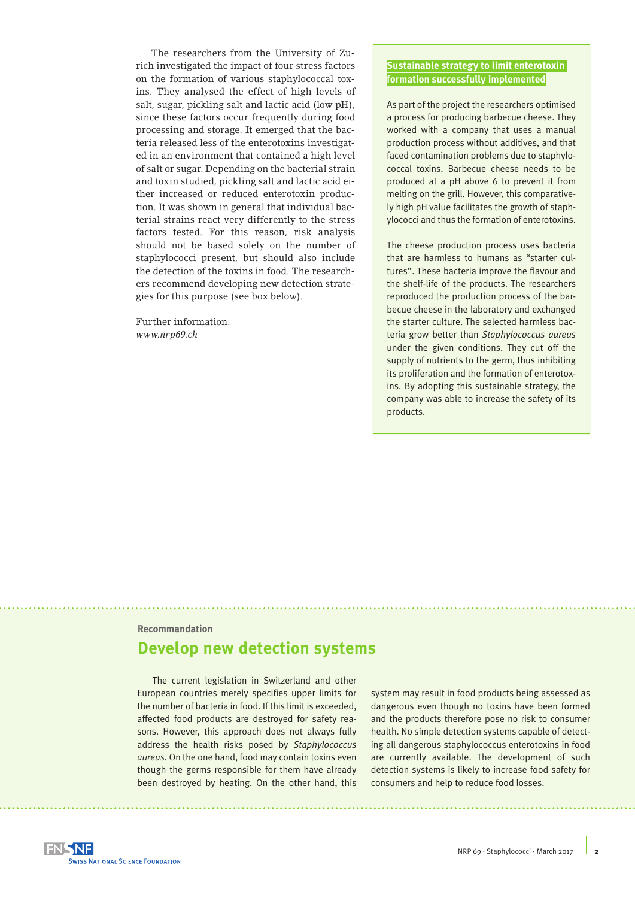The researchers from the University of Zurich investigated the impact of four stress factors on the formation of various staphylococcal toxins. They analysed the effect of high levels of salt, sugar, pickling salt and lactic acid (low pH), since these factors occur frequently during food processing and storage. It emerged that the bacteria released less of the enterotoxins investigated in an environment that contained a high level of salt or sugar. Depending on the bacterial strain and toxin studied, pickling salt and lactic acid either increased or reduced enterotoxin production. It was shown in general that individual bacterial strains react very differently to the stress factors tested. For this reason, risk analysis should not be based solely on the number of staphylococci present, but should also include the detection of the toxins in food. The researchers recommend developing new detection strategies for this purpose (see box below).

Further information:
*www.nrp69.ch*

**Sustainable strategy to limit enterotoxin formation successfully implemented**

As part of the project the researchers optimised a process for producing barbecue cheese. They worked with a company that uses a manual production process without additives, and that faced contamination problems due to staphylococcal toxins. Barbecue cheese needs to be produced at a pH above 6 to prevent it from melting on the grill. However, this comparatively high pH value facilitates the growth of staphylococci and thus the formation of enterotoxins.

The cheese production process uses bacteria that are harmless to humans as “starter cultures”. These bacteria improve the flavour and the shelf-life of the products. The researchers reproduced the production process of the barbecue cheese in the laboratory and exchanged the starter culture. The selected harmless bacteria grow better than *Staphylococcus aureus* under the given conditions. They cut off the supply of nutrients to the germ, thus inhibiting its proliferation and the formation of enterotoxins. By adopting this sustainable strategy, the company was able to increase the safety of its products.

Recommandation

## Develop new detection systems

The current legislation in Switzerland and other European countries merely specifies upper limits for the number of bacteria in food. If this limit is exceeded, affected food products are destroyed for safety reasons. However, this approach does not always fully address the health risks posed by *Staphylococcus aureus*. On the one hand, food may contain toxins even though the germs responsible for them have already been destroyed by heating. On the other hand, this system may result in food products being assessed as dangerous even though no toxins have been formed and the products therefore pose no risk to consumer health. No simple detection systems capable of detecting all dangerous staphylococcus enterotoxins in food are currently available. The development of such detection systems is likely to increase food safety for consumers and help to reduce food losses.